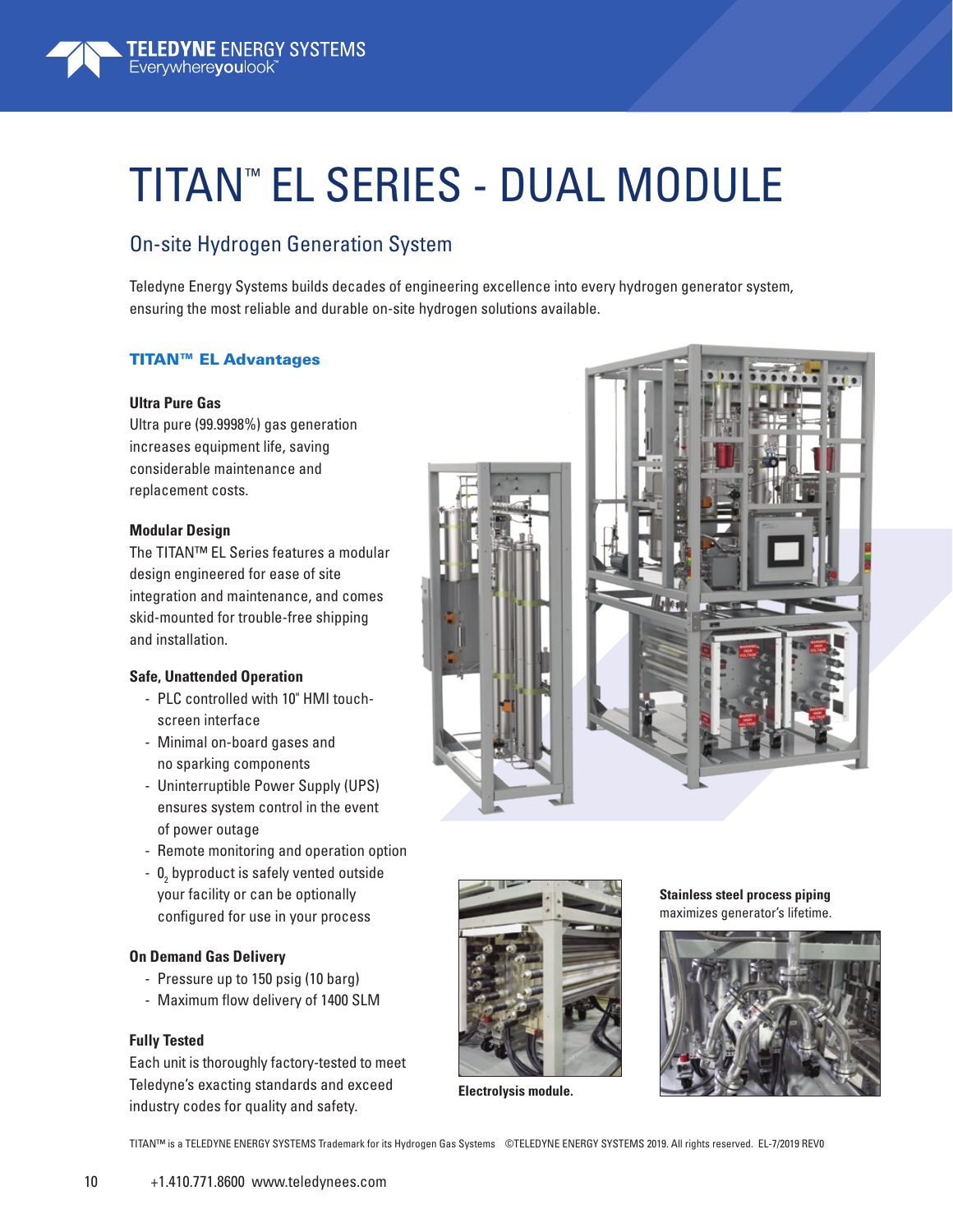# TITAN™ EL SERIES - DUAL MODULE

## On-site Hydrogen Generation System

Teledyne Energy Systems builds decades of engineering excellence into every hydrogen generator system, ensuring the most reliable and durable on-site hydrogen solutions available.

### TITAN™ EL Advantages

**Ultra Pure Gas**

Ultra pure (99.9998%) gas generation increases equipment life, saving considerable maintenance and replacement costs.

**Modular Design**

The TITAN™ EL Series features a modular design engineered for ease of site integration and maintenance, and comes skid-mounted for trouble-free shipping and installation.

**Safe, Unattended Operation**

- PLC controlled with 10" HMI touch-screen interface
- Minimal on-board gases and no sparking components
- Uninterruptible Power Supply (UPS) ensures system control in the event of power outage
- Remote monitoring and operation option
- $O_2$ byproduct is safely vented outside your facility or can be optionally configured for use in your process

**On Demand Gas Delivery**

- Pressure up to 150 psig (10 barg)
- Maximum flow delivery of 1400 SLM

**Fully Tested**

Each unit is thoroughly factory-tested to meet Teledyne's exacting standards and exceed industry codes for quality and safety.

**Electrolysis module.**

**Stainless steel process piping** maximizes generator's lifetime.

TITAN™ is a TELEDYNE ENERGY SYSTEMS Trademark for its Hydrogen Gas Systems ©TELEDYNE ENERGY SYSTEMS 2019. All rights reserved. EL-7/2019 REV0

+1.410.771.8600 www.teledynees.com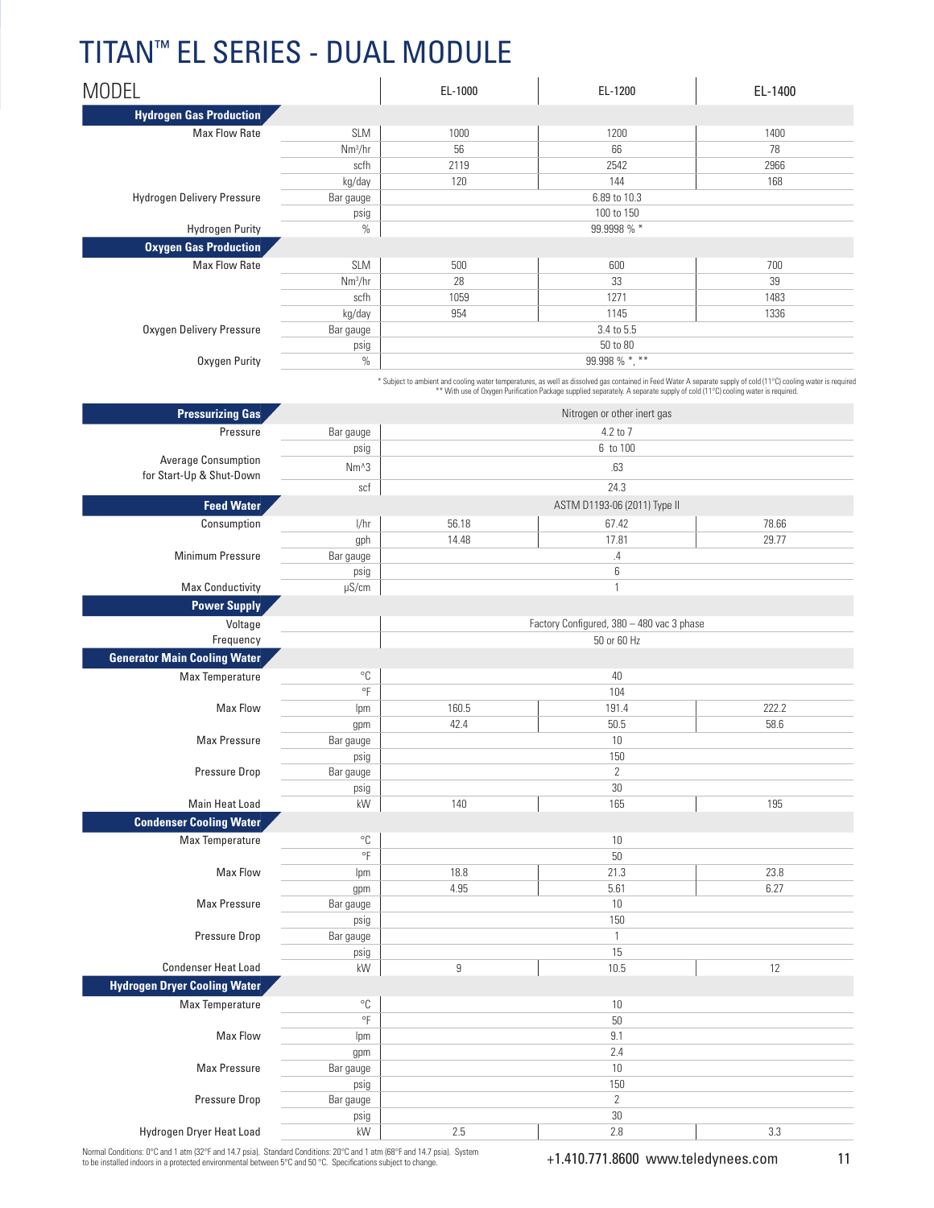# TITAN™ EL SERIES - DUAL MODULE

| MODEL | | EL-1000 | EL-1200 | EL-1400 |
|---|---|---|---|---|
| **Hydrogen Gas Production** | | | | |
| Max Flow Rate | SLM | 1000 | 1200 | 1400 |
| | $Nm^3/hr$ | 56 | 66 | 78 |
| | scfh | 2119 | 2542 | 2966 |
| | kg/day | 120 | 144 | 168 |
| Hydrogen Delivery Pressure | Bar gauge | | 6.89 to 10.3 | |
| | psig | | 100 to 150 | |
| Hydrogen Purity | % | | 99.9998 % * | |
| **Oxygen Gas Production** | | | | |
| Max Flow Rate | SLM | 500 | 600 | 700 |
| | $Nm^3/hr$ | 28 | 33 | 39 |
| | scfh | 1059 | 1271 | 1483 |
| | kg/day | 954 | 1145 | 1336 |
| Oxygen Delivery Pressure | Bar gauge | | 3.4 to 5.5 | |
| | psig | | 50 to 80 | |
| Oxygen Purity | % | | 99.998 % *, ** | |

* Subject to ambient and cooling water temperatures, as well as dissolved gas contained in Feed Water A separate supply of cold (11°C) cooling water is required
** With use of Oxygen Purification Package supplied separately. A separate supply of cold (11°C) cooling water is required.

| | | EL-1000 | EL-1200 | EL-1400 |
|---|---|---|---|---|
| **Pressurizing Gas** | | | Nitrogen or other inert gas | |
| Pressure | Bar gauge | | 4.2 to 7 | |
| | psig | | 6 to 100 | |
| Average Consumption for Start-Up & Shut-Down | Nm^3 | | .63 | |
| | scf | | 24.3 | |
| **Feed Water** | | | ASTM D1193-06 (2011) Type II | |
| Consumption | l/hr | 56.18 | 67.42 | 78.66 |
| | gph | 14.48 | 17.81 | 29.77 |
| Minimum Pressure | Bar gauge | | .4 | |
| | psig | | 6 | |
| Max Conductivity | µS/cm | | 1 | |
| **Power Supply** | | | | |
| Voltage | | | Factory Configured, 380 – 480 vac 3 phase | |
| Frequency | | | 50 or 60 Hz | |
| **Generator Main Cooling Water** | | | | |
| Max Temperature | °C | | 40 | |
| | °F | | 104 | |
| Max Flow | lpm | 160.5 | 191.4 | 222.2 |
| | gpm | 42.4 | 50.5 | 58.6 |
| Max Pressure | Bar gauge | | 10 | |
| | psig | | 150 | |
| Pressure Drop | Bar gauge | | 2 | |
| | psig | | 30 | |
| Main Heat Load | kW | 140 | 165 | 195 |
| **Condenser Cooling Water** | | | | |
| Max Temperature | °C | | 10 | |
| | °F | | 50 | |
| Max Flow | lpm | 18.8 | 21.3 | 23.8 |
| | gpm | 4.95 | 5.61 | 6.27 |
| Max Pressure | Bar gauge | | 10 | |
| | psig | | 150 | |
| Pressure Drop | Bar gauge | | 1 | |
| | psig | | 15 | |
| Condenser Heat Load | kW | 9 | 10.5 | 12 |
| **Hydrogen Dryer Cooling Water** | | | | |
| Max Temperature | °C | | 10 | |
| | °F | | 50 | |
| Max Flow | lpm | | 9.1 | |
| | gpm | | 2.4 | |
| Max Pressure | Bar gauge | | 10 | |
| | psig | | 150 | |
| Pressure Drop | Bar gauge | | 2 | |
| | psig | | 30 | |
| Hydrogen Dryer Heat Load | kW | 2.5 | 2.8 | 3.3 |

Normal Conditions: 0°C and 1 atm (32°F and 14.7 psia). Standard Conditions: 20°C and 1 atm (68°F and 14.7 psia). System to be installed indoors in a protected environmental between 5°C and 50 °C. Specifications subject to change.

+1.410.771.8600 www.teledynees.com